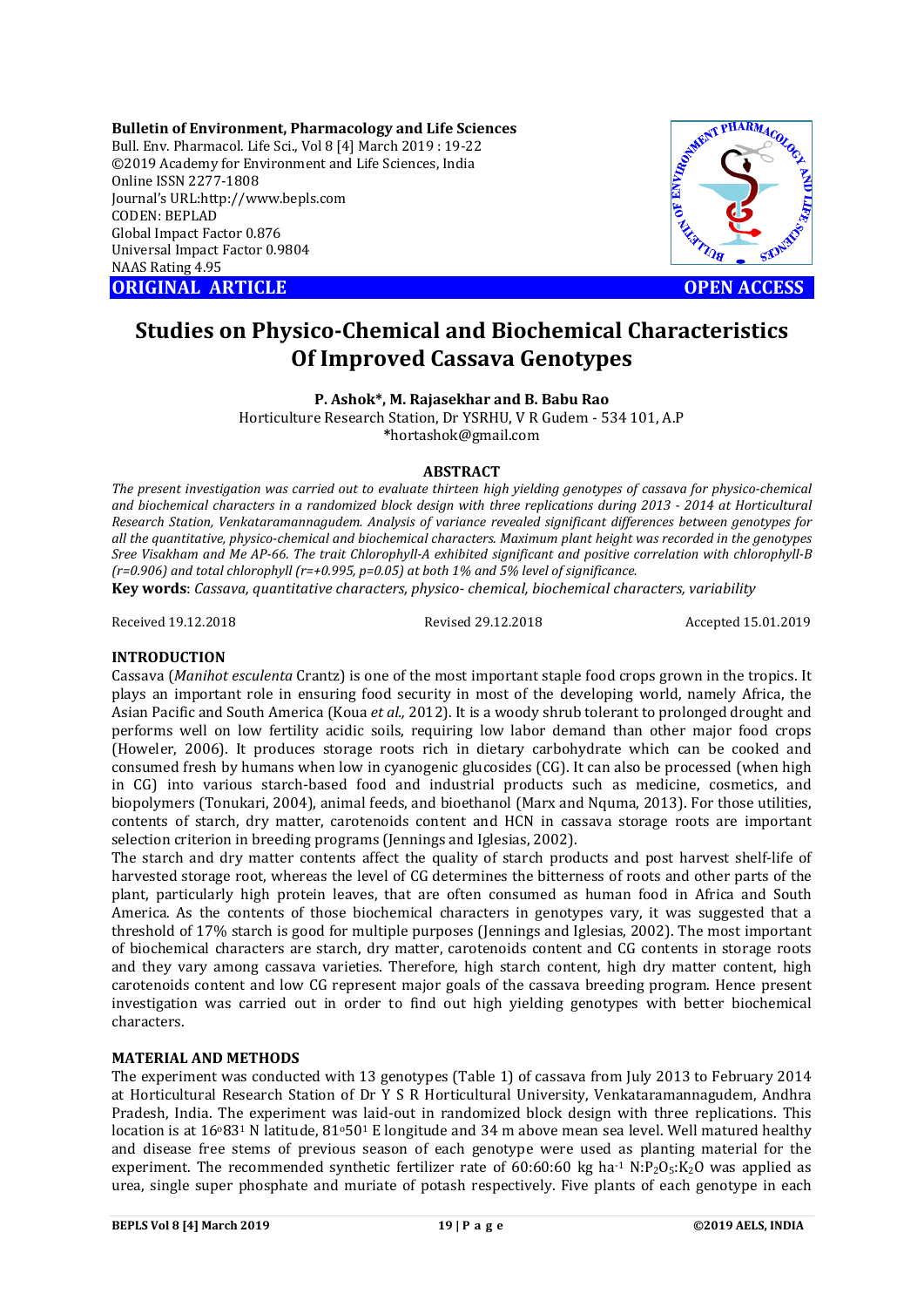Bulletin of Environment, Pharmacology and Life Sciences
Bull. Env. Pharmacol. Life Sci., Vol 8 [4] March 2019 : 19-22
©2019 Academy for Environment and Life Sciences, India
Online ISSN 2277-1808
Journal's URL:http://www.bepls.com
CODEN: BEPLAD
Global Impact Factor 0.876
Universal Impact Factor 0.9804
NAAS Rating 4.95

**ORIGINAL ARTICLE** **OPEN ACCESS**

# Studies on Physico-Chemical and Biochemical Characteristics Of Improved Cassava Genotypes

**P. Ashok\*, M. Rajasekhar and B. Babu Rao**

Horticulture Research Station, Dr YSRHU, V R Gudem - 534 101, A.P
\*hortashok@gmail.com

## ABSTRACT

*The present investigation was carried out to evaluate thirteen high yielding genotypes of cassava for physico-chemical and biochemical characters in a randomized block design with three replications during 2013 - 2014 at Horticultural Research Station, Venkataramannagudem. Analysis of variance revealed significant differences between genotypes for all the quantitative, physico-chemical and biochemical characters. Maximum plant height was recorded in the genotypes Sree Visakham and Me AP-66. The trait Chlorophyll-A exhibited significant and positive correlation with chlorophyll-B (r=0.906) and total chlorophyll (r=+0.995, p=0.05) at both 1% and 5% level of significance.*

**Key words**: *Cassava, quantitative characters, physico- chemical, biochemical characters, variability*

Received 19.12.2018 Revised 29.12.2018 Accepted 15.01.2019

## INTRODUCTION

Cassava (*Manihot esculenta* Crantz) is one of the most important staple food crops grown in the tropics. It plays an important role in ensuring food security in most of the developing world, namely Africa, the Asian Pacific and South America (Koua *et al.,* 2012). It is a woody shrub tolerant to prolonged drought and performs well on low fertility acidic soils, requiring low labor demand than other major food crops (Howeler, 2006). It produces storage roots rich in dietary carbohydrate which can be cooked and consumed fresh by humans when low in cyanogenic glucosides (CG). It can also be processed (when high in CG) into various starch-based food and industrial products such as medicine, cosmetics, and biopolymers (Tonukari, 2004), animal feeds, and bioethanol (Marx and Nquma, 2013). For those utilities, contents of starch, dry matter, carotenoids content and HCN in cassava storage roots are important selection criterion in breeding programs (Jennings and Iglesias, 2002).

The starch and dry matter contents affect the quality of starch products and post harvest shelf-life of harvested storage root, whereas the level of CG determines the bitterness of roots and other parts of the plant, particularly high protein leaves, that are often consumed as human food in Africa and South America. As the contents of those biochemical characters in genotypes vary, it was suggested that a threshold of 17% starch is good for multiple purposes (Jennings and Iglesias, 2002). The most important of biochemical characters are starch, dry matter, carotenoids content and CG contents in storage roots and they vary among cassava varieties. Therefore, high starch content, high dry matter content, high carotenoids content and low CG represent major goals of the cassava breeding program. Hence present investigation was carried out in order to find out high yielding genotypes with better biochemical characters.

## MATERIAL AND METHODS

The experiment was conducted with 13 genotypes (Table 1) of cassava from July 2013 to February 2014 at Horticultural Research Station of Dr Y S R Horticultural University, Venkataramannagudem, Andhra Pradesh, India. The experiment was laid-out in randomized block design with three replications. This location is at $16^{0}83^{1}$ N latitude, $81^{0}50^{1}$ E longitude and 34 m above mean sea level. Well matured healthy and disease free stems of previous season of each genotype were used as planting material for the experiment. The recommended synthetic fertilizer rate of 60:60:60 kg $ha^{-1}$ $N{:}P_2O_5{:}K_2O$ was applied as urea, single super phosphate and muriate of potash respectively. Five plants of each genotype in each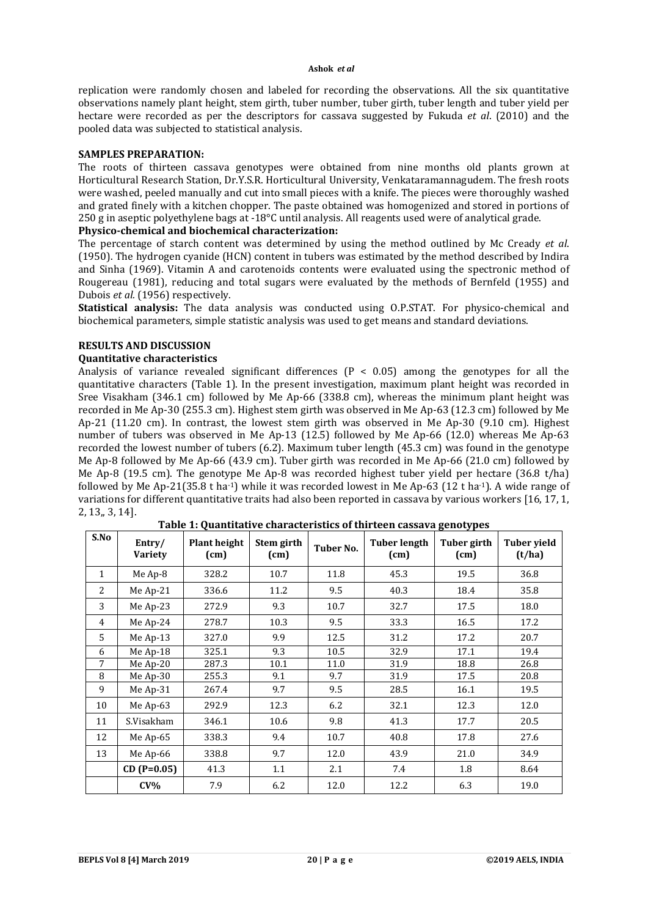replication were randomly chosen and labeled for recording the observations. All the six quantitative observations namely plant height, stem girth, tuber number, tuber girth, tuber length and tuber yield per hectare were recorded as per the descriptors for cassava suggested by Fukuda *et al*. (2010) and the pooled data was subjected to statistical analysis.

**SAMPLES PREPARATION:**

The roots of thirteen cassava genotypes were obtained from nine months old plants grown at Horticultural Research Station, Dr.Y.S.R. Horticultural University, Venkataramannagudem. The fresh roots were washed, peeled manually and cut into small pieces with a knife. The pieces were thoroughly washed and grated finely with a kitchen chopper. The paste obtained was homogenized and stored in portions of 250 g in aseptic polyethylene bags at -18°C until analysis. All reagents used were of analytical grade.

**Physico-chemical and biochemical characterization:**

The percentage of starch content was determined by using the method outlined by Mc Cready *et al*. (1950). The hydrogen cyanide (HCN) content in tubers was estimated by the method described by Indira and Sinha (1969). Vitamin A and carotenoids contents were evaluated using the spectronic method of Rougereau (1981), reducing and total sugars were evaluated by the methods of Bernfeld (1955) and Dubois *et al.* (1956) respectively.

**Statistical analysis:** The data analysis was conducted using O.P.STAT. For physico-chemical and biochemical parameters, simple statistic analysis was used to get means and standard deviations.

**RESULTS AND DISCUSSION**

**Quantitative characteristics**

Analysis of variance revealed significant differences ($P < 0.05$) among the genotypes for all the quantitative characters (Table 1). In the present investigation, maximum plant height was recorded in Sree Visakham (346.1 cm) followed by Me Ap-66 (338.8 cm), whereas the minimum plant height was recorded in Me Ap-30 (255.3 cm). Highest stem girth was observed in Me Ap-63 (12.3 cm) followed by Me Ap-21 (11.20 cm). In contrast, the lowest stem girth was observed in Me Ap-30 (9.10 cm). Highest number of tubers was observed in Me Ap-13 (12.5) followed by Me Ap-66 (12.0) whereas Me Ap-63 recorded the lowest number of tubers (6.2). Maximum tuber length (45.3 cm) was found in the genotype Me Ap-8 followed by Me Ap-66 (43.9 cm). Tuber girth was recorded in Me Ap-66 (21.0 cm) followed by Me Ap-8 (19.5 cm). The genotype Me Ap-8 was recorded highest tuber yield per hectare (36.8 t/ha) followed by Me Ap-21(35.8 t $ha^{-1}$) while it was recorded lowest in Me Ap-63 (12 t $ha^{-1}$). A wide range of variations for different quantitative traits had also been reported in cassava by various workers [16, 17, 1, 2, 13,, 3, 14].

**Table 1: Quantitative characteristics of thirteen cassava genotypes**

| S.No | Entry/ Variety | Plant height (cm) | Stem girth (cm) | Tuber No. | Tuber length (cm) | Tuber girth (cm) | Tuber yield (t/ha) |
|---|---|---|---|---|---|---|---|
| 1 | Me Ap-8 | 328.2 | 10.7 | 11.8 | 45.3 | 19.5 | 36.8 |
| 2 | Me Ap-21 | 336.6 | 11.2 | 9.5 | 40.3 | 18.4 | 35.8 |
| 3 | Me Ap-23 | 272.9 | 9.3 | 10.7 | 32.7 | 17.5 | 18.0 |
| 4 | Me Ap-24 | 278.7 | 10.3 | 9.5 | 33.3 | 16.5 | 17.2 |
| 5 | Me Ap-13 | 327.0 | 9.9 | 12.5 | 31.2 | 17.2 | 20.7 |
| 6 | Me Ap-18 | 325.1 | 9.3 | 10.5 | 32.9 | 17.1 | 19.4 |
| 7 | Me Ap-20 | 287.3 | 10.1 | 11.0 | 31.9 | 18.8 | 26.8 |
| 8 | Me Ap-30 | 255.3 | 9.1 | 9.7 | 31.9 | 17.5 | 20.8 |
| 9 | Me Ap-31 | 267.4 | 9.7 | 9.5 | 28.5 | 16.1 | 19.5 |
| 10 | Me Ap-63 | 292.9 | 12.3 | 6.2 | 32.1 | 12.3 | 12.0 |
| 11 | S.Visakham | 346.1 | 10.6 | 9.8 | 41.3 | 17.7 | 20.5 |
| 12 | Me Ap-65 | 338.3 | 9.4 | 10.7 | 40.8 | 17.8 | 27.6 |
| 13 | Me Ap-66 | 338.8 | 9.7 | 12.0 | 43.9 | 21.0 | 34.9 |
| | **CD (P=0.05)** | 41.3 | 1.1 | 2.1 | 7.4 | 1.8 | 8.64 |
| | **CV%** | 7.9 | 6.2 | 12.0 | 12.2 | 6.3 | 19.0 |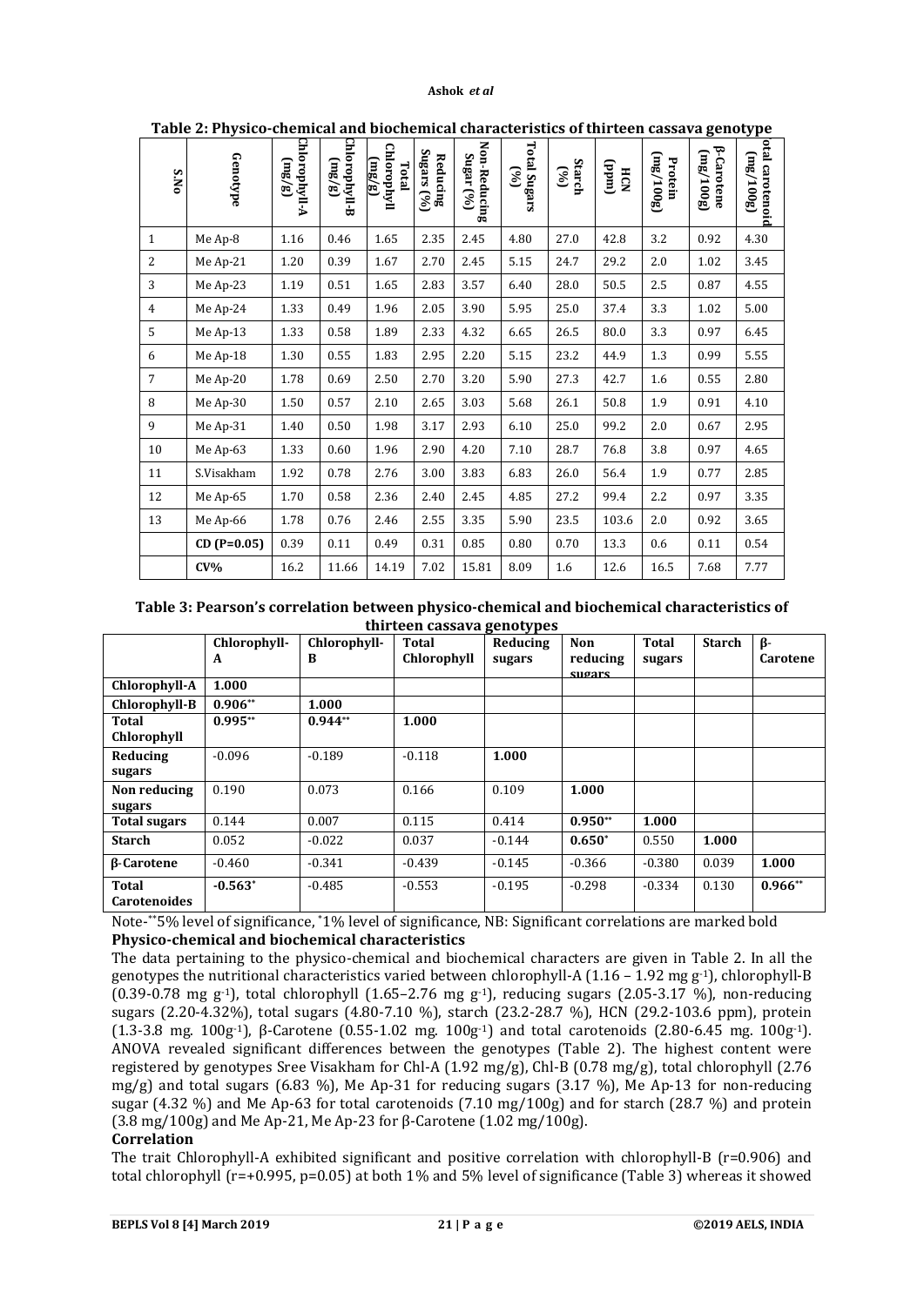**Table 2: Physico-chemical and biochemical characteristics of thirteen cassava genotype**

| S.No | Genotype | Chlorophyll-A (mg/g) | Chlorophyll-B (mg/g) | Total Chlorophyll (mg/g) | Reducing Sugars (%) | Non-Reducing Sugar (%) | Total Sugars (%) | Starch (%) | HCN (ppm) | Protein (mg/100g) | β-Carotene (mg/100g) | Total carotenoid (mg/100g) |
|---|---|---|---|---|---|---|---|---|---|---|---|---|
| 1 | Me Ap-8 | 1.16 | 0.46 | 1.65 | 2.35 | 2.45 | 4.80 | 27.0 | 42.8 | 3.2 | 0.92 | 4.30 |
| 2 | Me Ap-21 | 1.20 | 0.39 | 1.67 | 2.70 | 2.45 | 5.15 | 24.7 | 29.2 | 2.0 | 1.02 | 3.45 |
| 3 | Me Ap-23 | 1.19 | 0.51 | 1.65 | 2.83 | 3.57 | 6.40 | 28.0 | 50.5 | 2.5 | 0.87 | 4.55 |
| 4 | Me Ap-24 | 1.33 | 0.49 | 1.96 | 2.05 | 3.90 | 5.95 | 25.0 | 37.4 | 3.3 | 1.02 | 5.00 |
| 5 | Me Ap-13 | 1.33 | 0.58 | 1.89 | 2.33 | 4.32 | 6.65 | 26.5 | 80.0 | 3.3 | 0.97 | 6.45 |
| 6 | Me Ap-18 | 1.30 | 0.55 | 1.83 | 2.95 | 2.20 | 5.15 | 23.2 | 44.9 | 1.3 | 0.99 | 5.55 |
| 7 | Me Ap-20 | 1.78 | 0.69 | 2.50 | 2.70 | 3.20 | 5.90 | 27.3 | 42.7 | 1.6 | 0.55 | 2.80 |
| 8 | Me Ap-30 | 1.50 | 0.57 | 2.10 | 2.65 | 3.03 | 5.68 | 26.1 | 50.8 | 1.9 | 0.91 | 4.10 |
| 9 | Me Ap-31 | 1.40 | 0.50 | 1.98 | 3.17 | 2.93 | 6.10 | 25.0 | 99.2 | 2.0 | 0.67 | 2.95 |
| 10 | Me Ap-63 | 1.33 | 0.60 | 1.96 | 2.90 | 4.20 | 7.10 | 28.7 | 76.8 | 3.8 | 0.97 | 4.65 |
| 11 | S.Visakham | 1.92 | 0.78 | 2.76 | 3.00 | 3.83 | 6.83 | 26.0 | 56.4 | 1.9 | 0.77 | 2.85 |
| 12 | Me Ap-65 | 1.70 | 0.58 | 2.36 | 2.40 | 2.45 | 4.85 | 27.2 | 99.4 | 2.2 | 0.97 | 3.35 |
| 13 | Me Ap-66 | 1.78 | 0.76 | 2.46 | 2.55 | 3.35 | 5.90 | 23.5 | 103.6 | 2.0 | 0.92 | 3.65 |
| | **CD (P=0.05)** | 0.39 | 0.11 | 0.49 | 0.31 | 0.85 | 0.80 | 0.70 | 13.3 | 0.6 | 0.11 | 0.54 |
| | **CV%** | 16.2 | 11.66 | 14.19 | 7.02 | 15.81 | 8.09 | 1.6 | 12.6 | 16.5 | 7.68 | 7.77 |

**Table 3: Pearson's correlation between physico-chemical and biochemical characteristics of thirteen cassava genotypes**

| | Chlorophyll-A | Chlorophyll-B | Total Chlorophyll | Reducing sugars | Non reducing sugars | Total sugars | Starch | β-Carotene |
|---|---|---|---|---|---|---|---|---|
| **Chlorophyll-A** | **1.000** | | | | | | | |
| **Chlorophyll-B** | **0.906****| **1.000** | | | | | | |
| **Total Chlorophyll** | **0.995**** | **0.944**** | **1.000** | | | | | |
| **Reducing sugars** | -0.096 | -0.189 | -0.118 | **1.000** | | | | |
| **Non reducing sugars** | 0.190 | 0.073 | 0.166 | 0.109 | **1.000** | | | |
| **Total sugars** | 0.144 | 0.007 | 0.115 | 0.414 | **0.950**** | **1.000** | | |
| **Starch** | 0.052 | -0.022 | 0.037 | -0.144 | **0.650*** | 0.550 | **1.000** | |
| **β-Carotene** | -0.460 | -0.341 | -0.439 | -0.145 | -0.366 | -0.380 | 0.039 | **1.000** |
| **Total Carotenoides** | **-0.563*** | -0.485 | -0.553 | -0.195 | -0.298 | -0.334 | 0.130 | **0.966**** |

Note-**5% level of significance, *1% level of significance, NB: Significant correlations are marked bold

**Physico-chemical and biochemical characteristics**

The data pertaining to the physico-chemical and biochemical characters are given in Table 2. In all the genotypes the nutritional characteristics varied between chlorophyll-A (1.16 – 1.92 mg $g^{-1}$), chlorophyll-B (0.39-0.78 mg $g^{-1}$), total chlorophyll (1.65–2.76 mg $g^{-1}$), reducing sugars (2.05-3.17 %), non-reducing sugars (2.20-4.32%), total sugars (4.80-7.10 %), starch (23.2-28.7 %), HCN (29.2-103.6 ppm), protein (1.3-3.8 mg. $100g^{-1}$), β-Carotene (0.55-1.02 mg. $100g^{-1}$) and total carotenoids (2.80-6.45 mg. $100g^{-1}$). ANOVA revealed significant differences between the genotypes (Table 2). The highest content were registered by genotypes Sree Visakham for Chl-A (1.92 mg/g), Chl-B (0.78 mg/g), total chlorophyll (2.76 mg/g) and total sugars (6.83 %), Me Ap-31 for reducing sugars (3.17 %), Me Ap-13 for non-reducing sugar (4.32 %) and Me Ap-63 for total carotenoids (7.10 mg/100g) and for starch (28.7 %) and protein (3.8 mg/100g) and Me Ap-21, Me Ap-23 for β-Carotene (1.02 mg/100g).

**Correlation**

The trait Chlorophyll-A exhibited significant and positive correlation with chlorophyll-B (r=0.906) and total chlorophyll (r=+0.995, p=0.05) at both 1% and 5% level of significance (Table 3) whereas it showed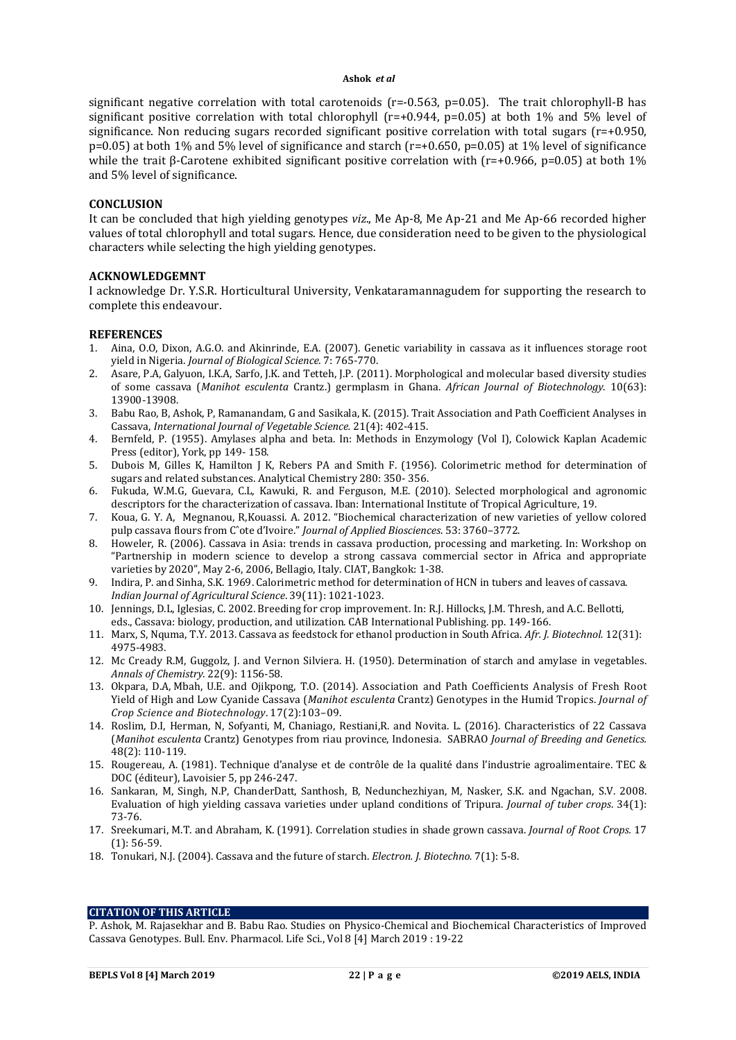significant negative correlation with total carotenoids ($r=-0.563$, $p=0.05$). The trait chlorophyll-B has significant positive correlation with total chlorophyll ($r=+0.944$, $p=0.05$) at both 1% and 5% level of significance. Non reducing sugars recorded significant positive correlation with total sugars ($r=+0.950$, $p=0.05$) at both 1% and 5% level of significance and starch ($r=+0.650$, $p=0.05$) at 1% level of significance while the trait β-Carotene exhibited significant positive correlation with ($r=+0.966$, $p=0.05$) at both 1% and 5% level of significance.

## CONCLUSION

It can be concluded that high yielding genotypes *viz*., Me Ap-8, Me Ap-21 and Me Ap-66 recorded higher values of total chlorophyll and total sugars. Hence, due consideration need to be given to the physiological characters while selecting the high yielding genotypes.

## ACKNOWLEDGEMNT

I acknowledge Dr. Y.S.R. Horticultural University, Venkataramannagudem for supporting the research to complete this endeavour.

## REFERENCES

1. Aina, O.O, Dixon, A.G.O. and Akinrinde, E.A. (2007). Genetic variability in cassava as it influences storage root yield in Nigeria. *Journal of Biological Science.* 7: 765-770.
2. Asare, P.A, Galyuon, I.K.A, Sarfo, J.K. and Tetteh, J.P. (2011). Morphological and molecular based diversity studies of some cassava (*Manihot esculenta* Crantz.) germplasm in Ghana. *African Journal of Biotechnology*. 10(63): 13900-13908.
3. Babu Rao, B, Ashok, P, Ramanandam, G and Sasikala, K. (2015). Trait Association and Path Coefficient Analyses in Cassava, *International Journal of Vegetable Science.* 21(4): 402-415.
4. Bernfeld, P. (1955). Amylases alpha and beta. In: Methods in Enzymology (Vol I), Colowick Kaplan Academic Press (editor), York, pp 149- 158.
5. Dubois M, Gilles K, Hamilton J K, Rebers PA and Smith F. (1956). Colorimetric method for determination of sugars and related substances. Analytical Chemistry 280: 350- 356.
6. Fukuda, W.M.G, Guevara, C.L, Kawuki, R. and Ferguson, M.E. (2010). Selected morphological and agronomic descriptors for the characterization of cassava. Iban: International Institute of Tropical Agriculture, 19.
7. Koua, G. Y. A, Megnanou, R,Kouassi. A. 2012. "Biochemical characterization of new varieties of yellow colored pulp cassava flours from Cˆote d'Ivoire." *Journal of Applied Biosciences*. 53: 3760–3772.
8. Howeler, R. (2006). Cassava in Asia: trends in cassava production, processing and marketing. In: Workshop on "Partnership in modern science to develop a strong cassava commercial sector in Africa and appropriate varieties by 2020", May 2-6, 2006, Bellagio, Italy. CIAT, Bangkok: 1-38.
9. Indira, P. and Sinha, S.K. 1969. Calorimetric method for determination of HCN in tubers and leaves of cassava. *Indian Journal of Agricultural Science*. 39(11): 1021-1023.
10. Jennings, D.L, Iglesias, C. 2002. Breeding for crop improvement. In: R.J. Hillocks, J.M. Thresh, and A.C. Bellotti, eds., Cassava: biology, production, and utilization. CAB International Publishing. pp. 149-166.
11. Marx, S, Nquma, T.Y. 2013. Cassava as feedstock for ethanol production in South Africa. *Afr. J. Biotechnol.* 12(31): 4975-4983.
12. Mc Cready R.M, Guggolz, J. and Vernon Silviera. H. (1950). Determination of starch and amylase in vegetables. *Annals of Chemistry*. 22(9): 1156-58.
13. Okpara, D.A, Mbah, U.E. and Ojikpong, T.O. (2014). Association and Path Coefficients Analysis of Fresh Root Yield of High and Low Cyanide Cassava (*Manihot esculenta* Crantz) Genotypes in the Humid Tropics. *Journal of Crop Science and Biotechnology*. 17(2):103–09.
14. Roslim, D.I, Herman, N, Sofyanti, M, Chaniago, Restiani,R. and Novita. L. (2016). Characteristics of 22 Cassava (*Manihot esculenta* Crantz) Genotypes from riau province, Indonesia. SABRAO *Journal of Breeding and Genetics.* 48(2): 110-119.
15. Rougereau, A. (1981). Technique d'analyse et de contrôle de la qualité dans l'industrie agroalimentaire. TEC & DOC (éditeur), Lavoisier 5, pp 246-247.
16. Sankaran, M, Singh, N.P, ChanderDatt, Santhosh, B, Nedunchezhiyan, M, Nasker, S.K. and Ngachan, S.V. 2008. Evaluation of high yielding cassava varieties under upland conditions of Tripura. *Journal of tuber crops*. 34(1): 73-76.
17. Sreekumari, M.T. and Abraham, K. (1991). Correlation studies in shade grown cassava. *Journal of Root Crops.* 17 (1): 56-59.
18. Tonukari, N.J. (2004). Cassava and the future of starch. *Electron. J. Biotechno.* 7(1): 5-8.

**CITATION OF THIS ARTICLE**

P. Ashok, M. Rajasekhar and B. Babu Rao. Studies on Physico-Chemical and Biochemical Characteristics of Improved Cassava Genotypes. Bull. Env. Pharmacol. Life Sci., Vol 8 [4] March 2019 : 19-22